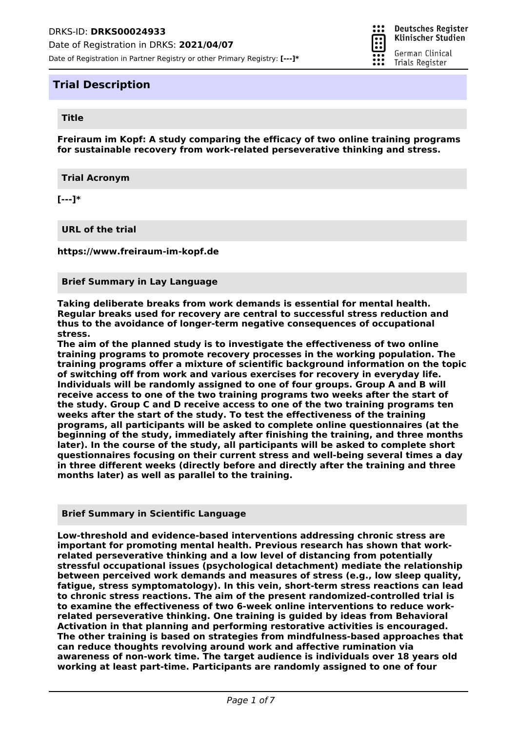DRKS-ID: **DRKS00024933**

Date of Registration in DRKS: **2021/04/07**

Date of Registration in Partner Registry or other Primary Registry: **[---]***

# Trial Description

## Title

**Freiraum im Kopf: A study comparing the efficacy of two online training programs for sustainable recovery from work-related perseverative thinking and stress.**

## Trial Acronym

**[---]***

## URL of the trial

**https://www.freiraum-im-kopf.de**

## Brief Summary in Lay Language

**Taking deliberate breaks from work demands is essential for mental health. Regular breaks used for recovery are central to successful stress reduction and thus to the avoidance of longer-term negative consequences of occupational stress.**
**The aim of the planned study is to investigate the effectiveness of two online training programs to promote recovery processes in the working population. The training programs offer a mixture of scientific background information on the topic of switching off from work and various exercises for recovery in everyday life. Individuals will be randomly assigned to one of four groups. Group A and B will receive access to one of the two training programs two weeks after the start of the study. Group C and D receive access to one of the two training programs ten weeks after the start of the study. To test the effectiveness of the training programs, all participants will be asked to complete online questionnaires (at the beginning of the study, immediately after finishing the training, and three months later). In the course of the study, all participants will be asked to complete short questionnaires focusing on their current stress and well-being several times a day in three different weeks (directly before and directly after the training and three months later) as well as parallel to the training.**

## Brief Summary in Scientific Language

**Low-threshold and evidence-based interventions addressing chronic stress are important for promoting mental health. Previous research has shown that work-related perseverative thinking and a low level of distancing from potentially stressful occupational issues (psychological detachment) mediate the relationship between perceived work demands and measures of stress (e.g., low sleep quality, fatigue, stress symptomatology). In this vein, short-term stress reactions can lead to chronic stress reactions. The aim of the present randomized-controlled trial is to examine the effectiveness of two 6-week online interventions to reduce work-related perseverative thinking. One training is guided by ideas from Behavioral Activation in that planning and performing restorative activities is encouraged. The other training is based on strategies from mindfulness-based approaches that can reduce thoughts revolving around work and affective rumination via awareness of non-work time. The target audience is individuals over 18 years old working at least part-time. Participants are randomly assigned to one of four**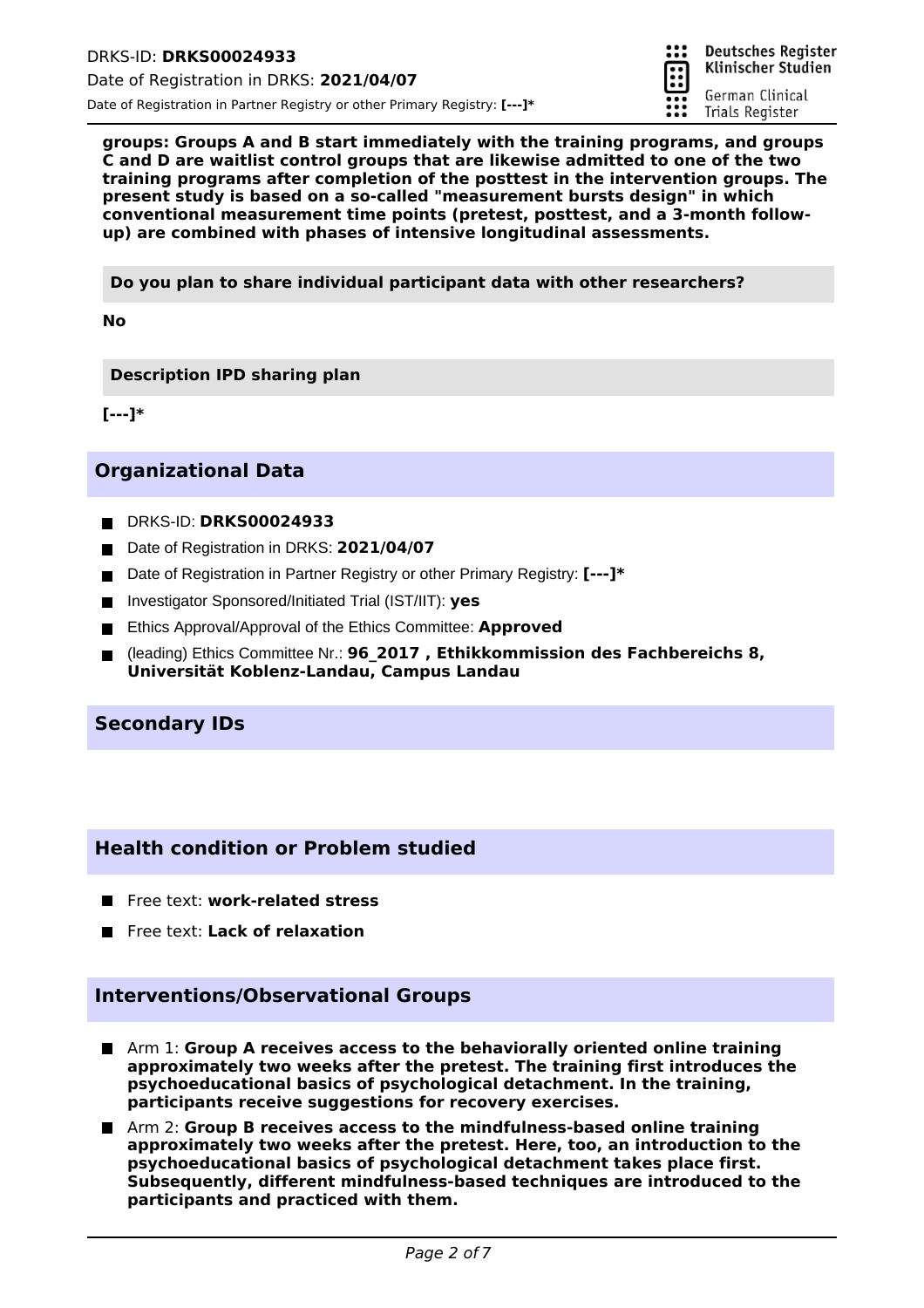**groups: Groups A and B start immediately with the training programs, and groups C and D are waitlist control groups that are likewise admitted to one of the two training programs after completion of the posttest in the intervention groups. The present study is based on a so-called "measurement bursts design" in which conventional measurement time points (pretest, posttest, and a 3-month follow-up) are combined with phases of intensive longitudinal assessments.**

**Do you plan to share individual participant data with other researchers?**

**No**

**Description IPD sharing plan**

**[---]***

## Organizational Data

- DRKS-ID: **DRKS00024933**
- Date of Registration in DRKS: **2021/04/07**
- Date of Registration in Partner Registry or other Primary Registry: **[---]***
- Investigator Sponsored/Initiated Trial (IST/IIT): **yes**
- Ethics Approval/Approval of the Ethics Committee: **Approved**
- (leading) Ethics Committee Nr.: **96_2017 , Ethikkommission des Fachbereichs 8, Universität Koblenz-Landau, Campus Landau**

## Secondary IDs

## Health condition or Problem studied

- Free text: **work-related stress**
- Free text: **Lack of relaxation**

## Interventions/Observational Groups

- Arm 1: **Group A receives access to the behaviorally oriented online training approximately two weeks after the pretest. The training first introduces the psychoeducational basics of psychological detachment. In the training, participants receive suggestions for recovery exercises.**
- Arm 2: **Group B receives access to the mindfulness-based online training approximately two weeks after the pretest. Here, too, an introduction to the psychoeducational basics of psychological detachment takes place first. Subsequently, different mindfulness-based techniques are introduced to the participants and practiced with them.**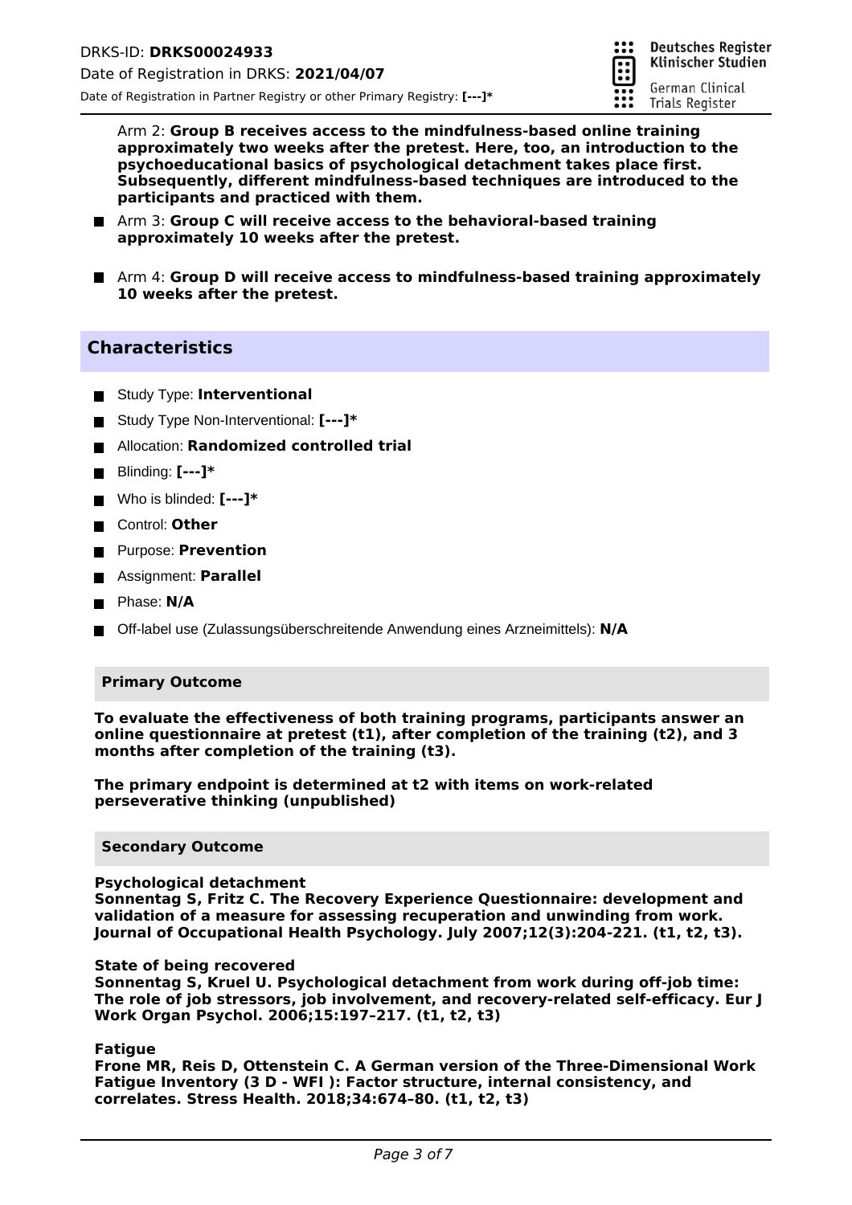- Arm 2: **Group B receives access to the mindfulness-based online training approximately two weeks after the pretest. Here, too, an introduction to the psychoeducational basics of psychological detachment takes place first. Subsequently, different mindfulness-based techniques are introduced to the participants and practiced with them.**
- Arm 3: **Group C will receive access to the behavioral-based training approximately 10 weeks after the pretest.**
- Arm 4: **Group D will receive access to mindfulness-based training approximately 10 weeks after the pretest.**

## Characteristics

- Study Type: **Interventional**
- Study Type Non-Interventional: **[---]***
- Allocation: **Randomized controlled trial**
- Blinding: **[---]***
- Who is blinded: **[---]***
- Control: **Other**
- Purpose: **Prevention**
- Assignment: **Parallel**
- Phase: **N/A**
- Off-label use (Zulassungsüberschreitende Anwendung eines Arzneimittels): **N/A**

### Primary Outcome

**To evaluate the effectiveness of both training programs, participants answer an online questionnaire at pretest (t1), after completion of the training (t2), and 3 months after completion of the training (t3).**

**The primary endpoint is determined at t2 with items on work-related perseverative thinking (unpublished)**

### Secondary Outcome

**Psychological detachment**
**Sonnentag S, Fritz C. The Recovery Experience Questionnaire: development and validation of a measure for assessing recuperation and unwinding from work. Journal of Occupational Health Psychology. July 2007;12(3):204-221. (t1, t2, t3).**

**State of being recovered**
**Sonnentag S, Kruel U. Psychological detachment from work during off-job time: The role of job stressors, job involvement, and recovery-related self-efficacy. Eur J Work Organ Psychol. 2006;15:197–217. (t1, t2, t3)**

**Fatigue**
**Frone MR, Reis D, Ottenstein C. A German version of the Three-Dimensional Work Fatigue Inventory (3 D - WFI ): Factor structure, internal consistency, and correlates. Stress Health. 2018;34:674–80. (t1, t2, t3)**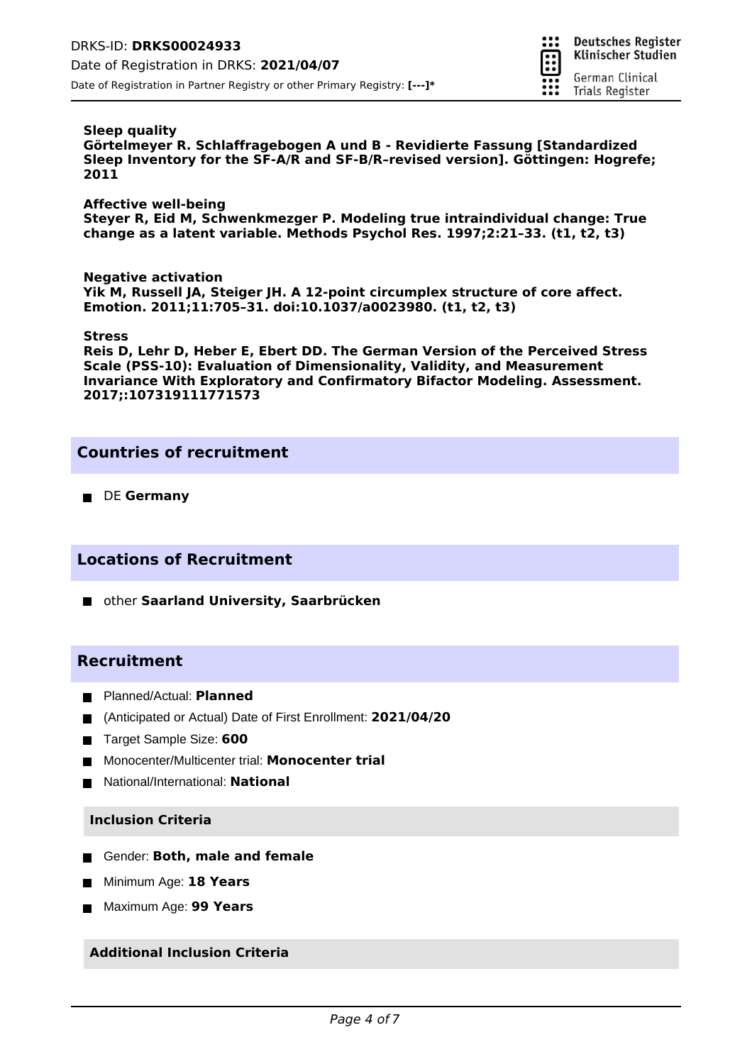**Sleep quality**
**Görtelmeyer R. Schlaffragebogen A und B - Revidierte Fassung [Standardized Sleep Inventory for the SF-A/R and SF-B/R–revised version]. Göttingen: Hogrefe; 2011**

**Affective well-being**
**Steyer R, Eid M, Schwenkmezger P. Modeling true intraindividual change: True change as a latent variable. Methods Psychol Res. 1997;2:21–33. (t1, t2, t3)**

**Negative activation**
**Yik M, Russell JA, Steiger JH. A 12-point circumplex structure of core affect. Emotion. 2011;11:705–31. doi:10.1037/a0023980. (t1, t2, t3)**

**Stress**
**Reis D, Lehr D, Heber E, Ebert DD. The German Version of the Perceived Stress Scale (PSS-10): Evaluation of Dimensionality, Validity, and Measurement Invariance With Exploratory and Confirmatory Bifactor Modeling. Assessment. 2017;:107319111771573**

## Countries of recruitment

- DE **Germany**

## Locations of Recruitment

- other **Saarland University, Saarbrücken**

## Recruitment

- Planned/Actual: **Planned**
- (Anticipated or Actual) Date of First Enrollment: **2021/04/20**
- Target Sample Size: **600**
- Monocenter/Multicenter trial: **Monocenter trial**
- National/International: **National**

### Inclusion Criteria

- Gender: **Both, male and female**
- Minimum Age: **18 Years**
- Maximum Age: **99 Years**

### Additional Inclusion Criteria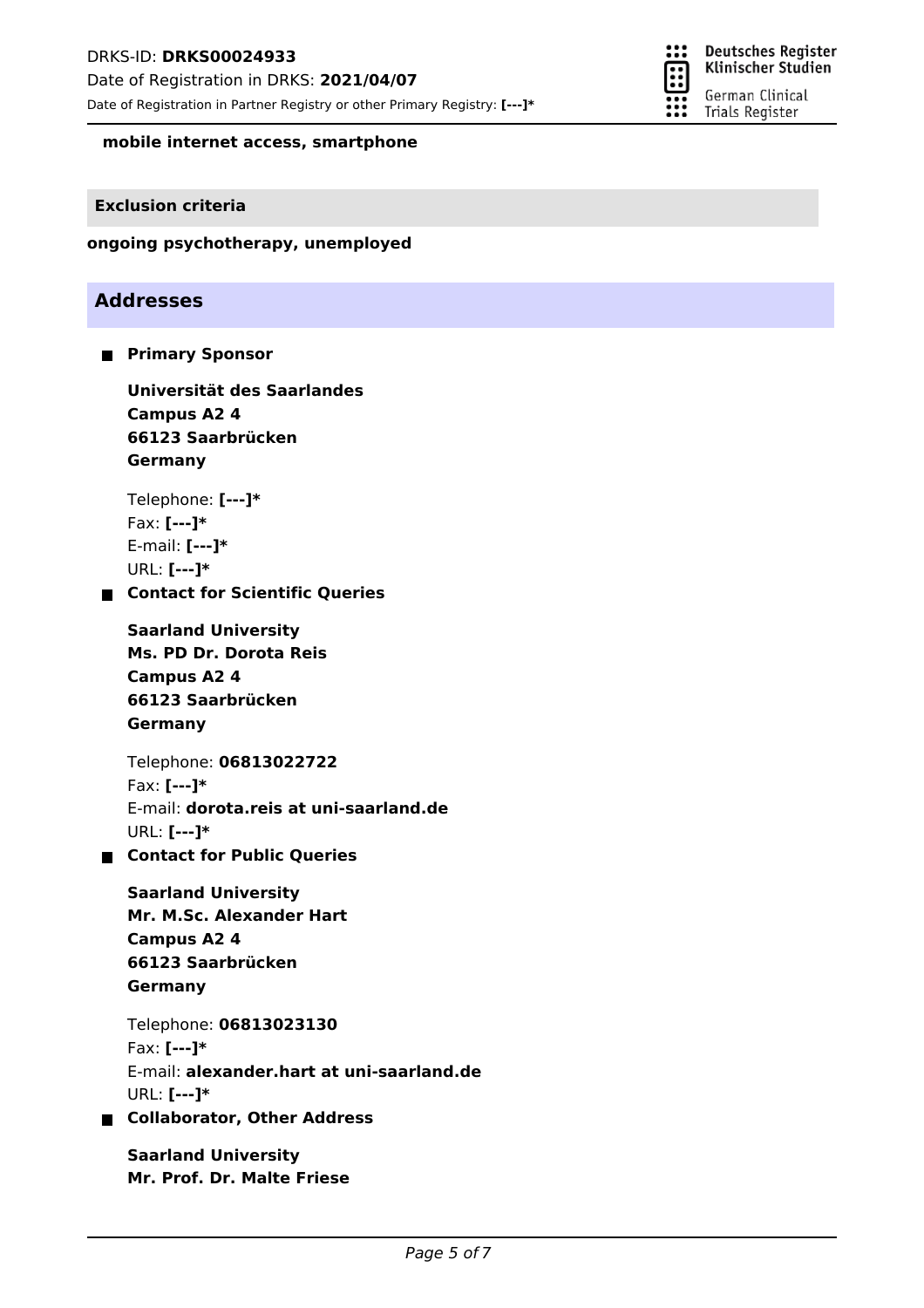**mobile internet access, smartphone**

### Exclusion criteria

**ongoing psychotherapy, unemployed**

## Addresses

- **Primary Sponsor**

  **Universität des Saarlandes**
  **Campus A2 4**
  **66123 Saarbrücken**
  **Germany**

  Telephone: **[---]***
  Fax: **[---]***
  E-mail: **[---]***
  URL: **[---]***

- **Contact for Scientific Queries**

  **Saarland University**
  **Ms. PD Dr. Dorota Reis**
  **Campus A2 4**
  **66123 Saarbrücken**
  **Germany**

  Telephone: **06813022722**
  Fax: **[---]***
  E-mail: **dorota.reis at uni-saarland.de**
  URL: **[---]***

- **Contact for Public Queries**

  **Saarland University**
  **Mr. M.Sc. Alexander Hart**
  **Campus A2 4**
  **66123 Saarbrücken**
  **Germany**

  Telephone: **06813023130**
  Fax: **[---]***
  E-mail: **alexander.hart at uni-saarland.de**
  URL: **[---]***

- **Collaborator, Other Address**

  **Saarland University**
  **Mr. Prof. Dr. Malte Friese**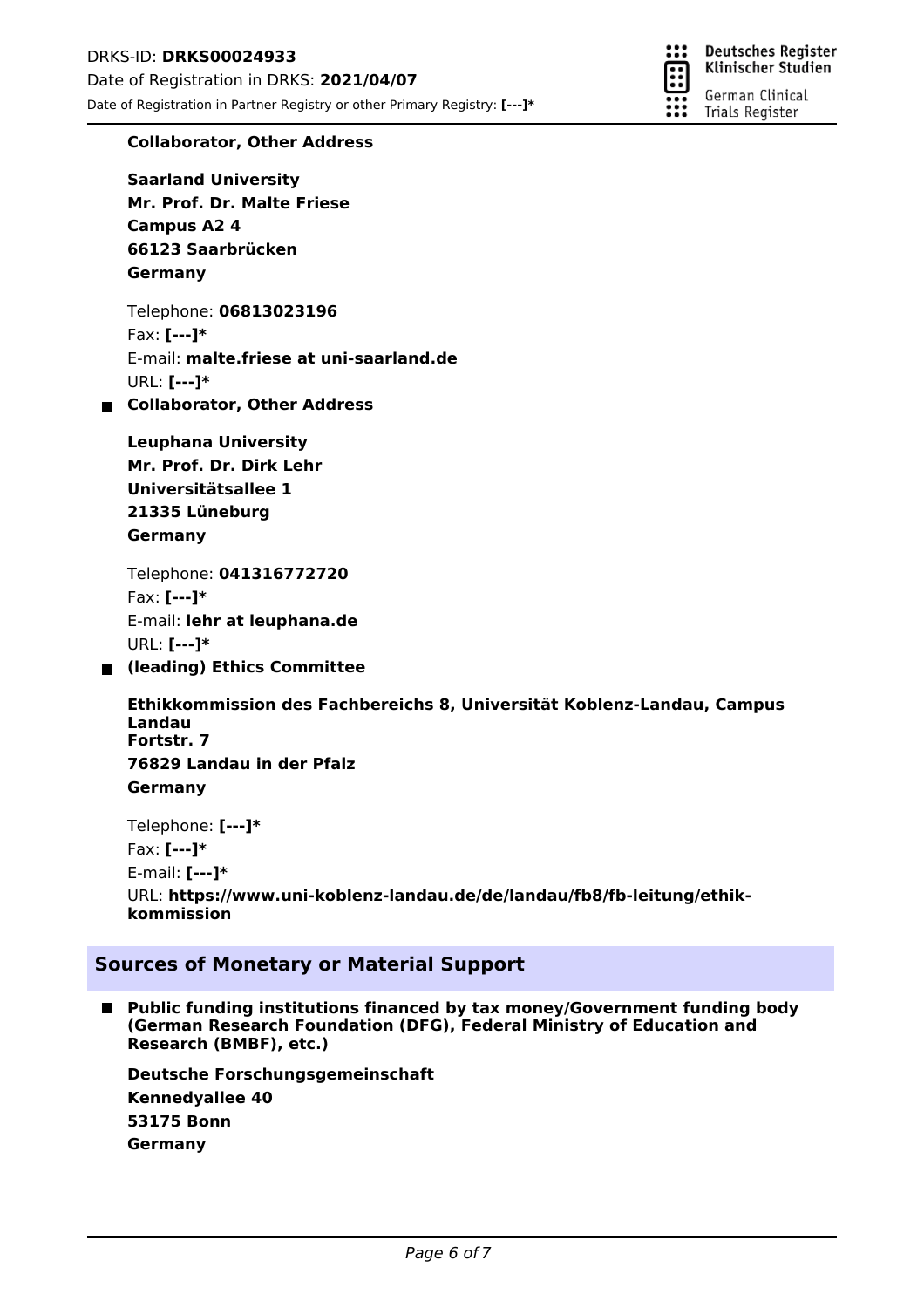**Collaborator, Other Address**

**Saarland University**
**Mr. Prof. Dr. Malte Friese**
**Campus A2 4**
**66123 Saarbrücken**
**Germany**

Telephone: **06813023196**
Fax: **[---]***
E-mail: **malte.friese at uni-saarland.de**
URL: **[---]***

- **Collaborator, Other Address**

**Leuphana University**
**Mr. Prof. Dr. Dirk Lehr**
**Universitätsallee 1**
**21335 Lüneburg**
**Germany**

Telephone: **041316772720**
Fax: **[---]***
E-mail: **lehr at leuphana.de**
URL: **[---]***

- **(leading) Ethics Committee**

**Ethikkommission des Fachbereichs 8, Universität Koblenz-Landau, Campus Landau**
**Fortstr. 7**
**76829 Landau in der Pfalz**
**Germany**

Telephone: **[---]***
Fax: **[---]***
E-mail: **[---]***
URL: **https://www.uni-koblenz-landau.de/de/landau/fb8/fb-leitung/ethik-kommission**

## Sources of Monetary or Material Support

- **Public funding institutions financed by tax money/Government funding body (German Research Foundation (DFG), Federal Ministry of Education and Research (BMBF), etc.)**

**Deutsche Forschungsgemeinschaft**
**Kennedyallee 40**
**53175 Bonn**
**Germany**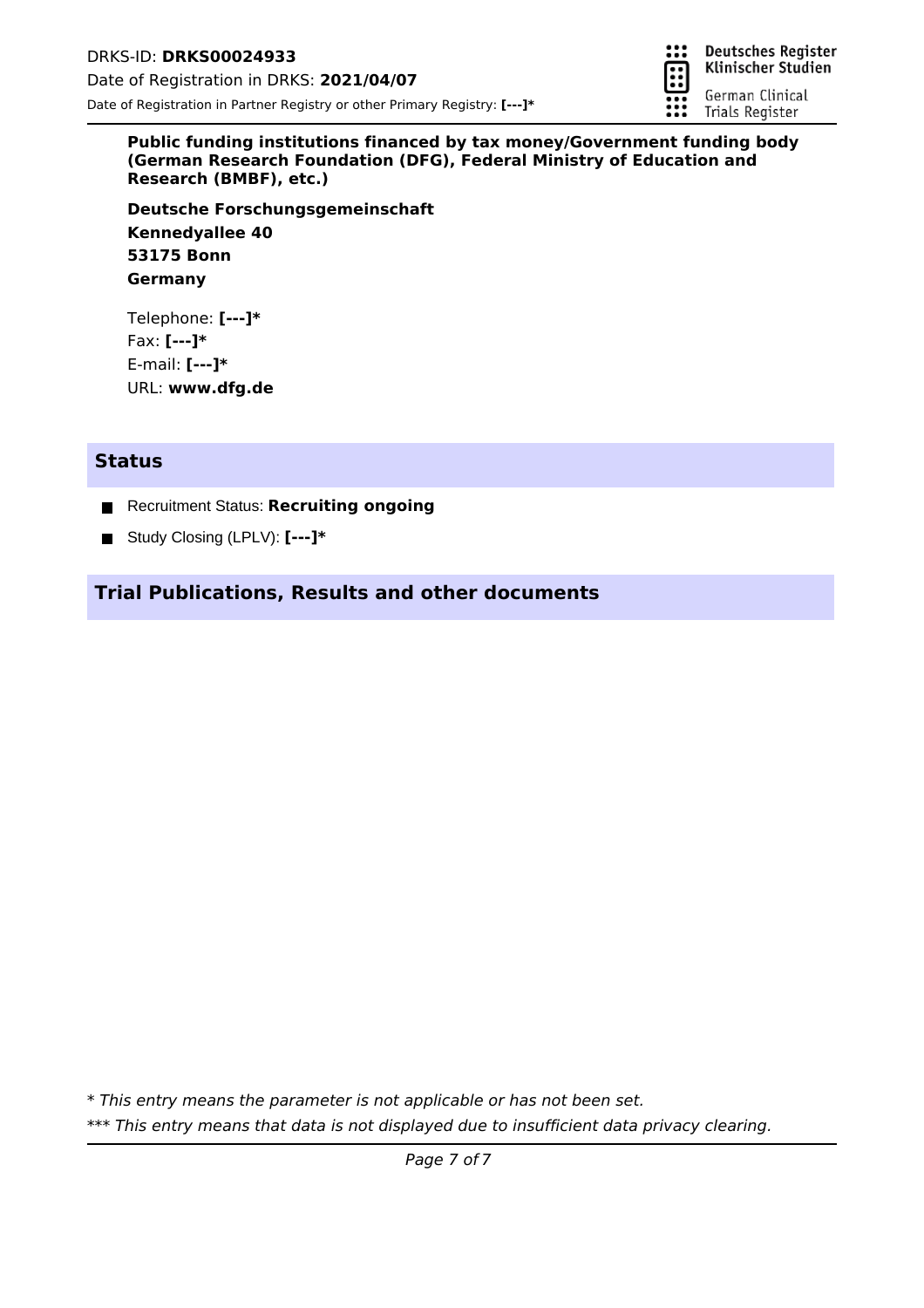**Public funding institutions financed by tax money/Government funding body (German Research Foundation (DFG), Federal Ministry of Education and Research (BMBF), etc.)**

**Deutsche Forschungsgemeinschaft**
**Kennedyallee 40**
**53175 Bonn**
**Germany**

Telephone: **[---]***
Fax: **[---]***
E-mail: **[---]***
URL: **www.dfg.de**

## Status

- Recruitment Status: **Recruiting ongoing**
- Study Closing (LPLV): **[---]***

## Trial Publications, Results and other documents

*\* This entry means the parameter is not applicable or has not been set.*
*\*\*\* This entry means that data is not displayed due to insufficient data privacy clearing.*